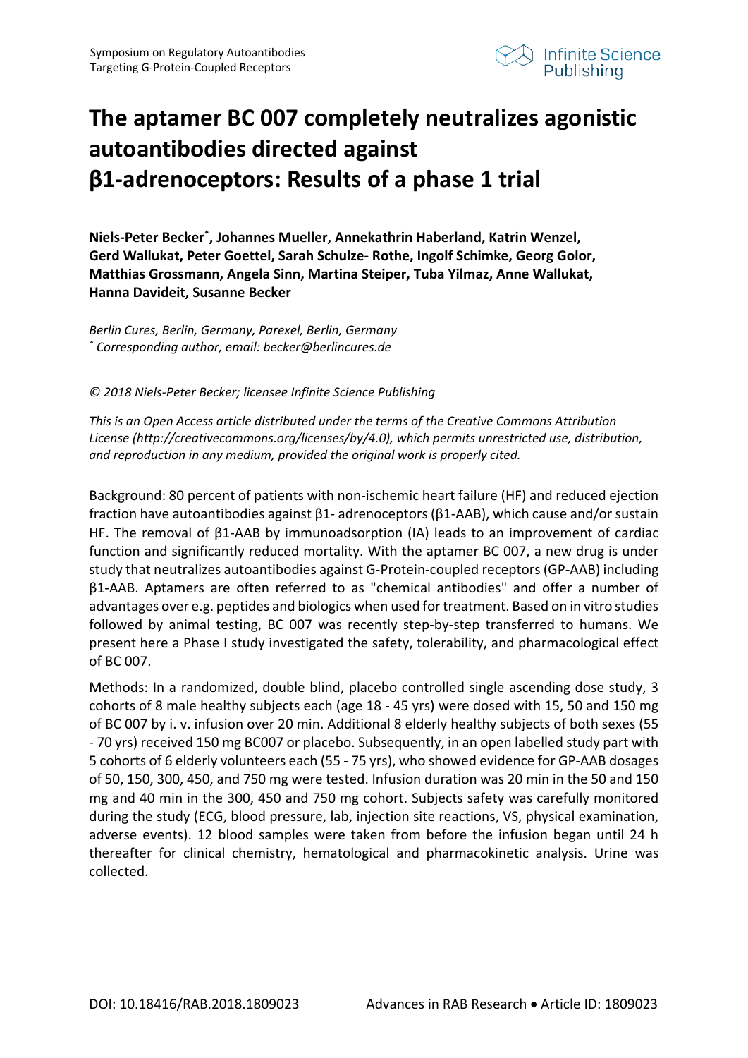Symposium on Regulatory Autoantibodies Targeting G-Protein-Coupled Receptors

# The aptamer BC 007 completely neutralizes agonistic autoantibodies directed against β1-adrenoceptors: Results of a phase 1 trial

**Niels-Peter Becker[*], Johannes Mueller, Annekathrin Haberland, Katrin Wenzel, Gerd Wallukat, Peter Goettel, Sarah Schulze- Rothe, Ingolf Schimke, Georg Golor, Matthias Grossmann, Angela Sinn, Martina Steiper, Tuba Yilmaz, Anne Wallukat, Hanna Davideit, Susanne Becker**

*Berlin Cures, Berlin, Germany, Parexel, Berlin, Germany*
*[*] Corresponding author, email: becker@berlincures.de*

*© 2018 Niels-Peter Becker; licensee Infinite Science Publishing*

*This is an Open Access article distributed under the terms of the Creative Commons Attribution License (http://creativecommons.org/licenses/by/4.0), which permits unrestricted use, distribution, and reproduction in any medium, provided the original work is properly cited.*

Background: 80 percent of patients with non-ischemic heart failure (HF) and reduced ejection fraction have autoantibodies against β1- adrenoceptors (β1-AAB), which cause and/or sustain HF. The removal of β1-AAB by immunoadsorption (IA) leads to an improvement of cardiac function and significantly reduced mortality. With the aptamer BC 007, a new drug is under study that neutralizes autoantibodies against G-Protein-coupled receptors (GP-AAB) including β1-AAB. Aptamers are often referred to as "chemical antibodies" and offer a number of advantages over e.g. peptides and biologics when used for treatment. Based on in vitro studies followed by animal testing, BC 007 was recently step-by-step transferred to humans. We present here a Phase I study investigated the safety, tolerability, and pharmacological effect of BC 007.

Methods: In a randomized, double blind, placebo controlled single ascending dose study, 3 cohorts of 8 male healthy subjects each (age 18 - 45 yrs) were dosed with 15, 50 and 150 mg of BC 007 by i. v. infusion over 20 min. Additional 8 elderly healthy subjects of both sexes (55 - 70 yrs) received 150 mg BC007 or placebo. Subsequently, in an open labelled study part with 5 cohorts of 6 elderly volunteers each (55 - 75 yrs), who showed evidence for GP-AAB dosages of 50, 150, 300, 450, and 750 mg were tested. Infusion duration was 20 min in the 50 and 150 mg and 40 min in the 300, 450 and 750 mg cohort. Subjects safety was carefully monitored during the study (ECG, blood pressure, lab, injection site reactions, VS, physical examination, adverse events). 12 blood samples were taken from before the infusion began until 24 h thereafter for clinical chemistry, hematological and pharmacokinetic analysis. Urine was collected.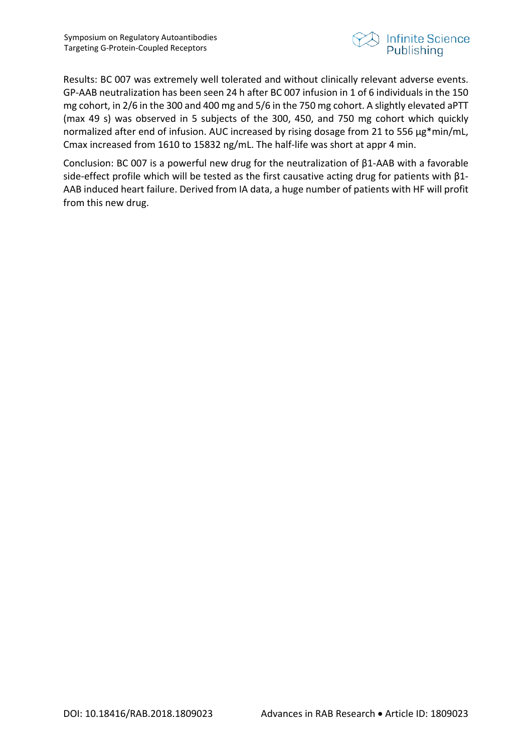Results: BC 007 was extremely well tolerated and without clinically relevant adverse events. GP-AAB neutralization has been seen 24 h after BC 007 infusion in 1 of 6 individuals in the 150 mg cohort, in 2/6 in the 300 and 400 mg and 5/6 in the 750 mg cohort. A slightly elevated aPTT (max 49 s) was observed in 5 subjects of the 300, 450, and 750 mg cohort which quickly normalized after end of infusion. AUC increased by rising dosage from 21 to 556 µg*min/mL, Cmax increased from 1610 to 15832 ng/mL. The half-life was short at appr 4 min.

Conclusion: BC 007 is a powerful new drug for the neutralization of β1-AAB with a favorable side-effect profile which will be tested as the first causative acting drug for patients with β1-AAB induced heart failure. Derived from IA data, a huge number of patients with HF will profit from this new drug.